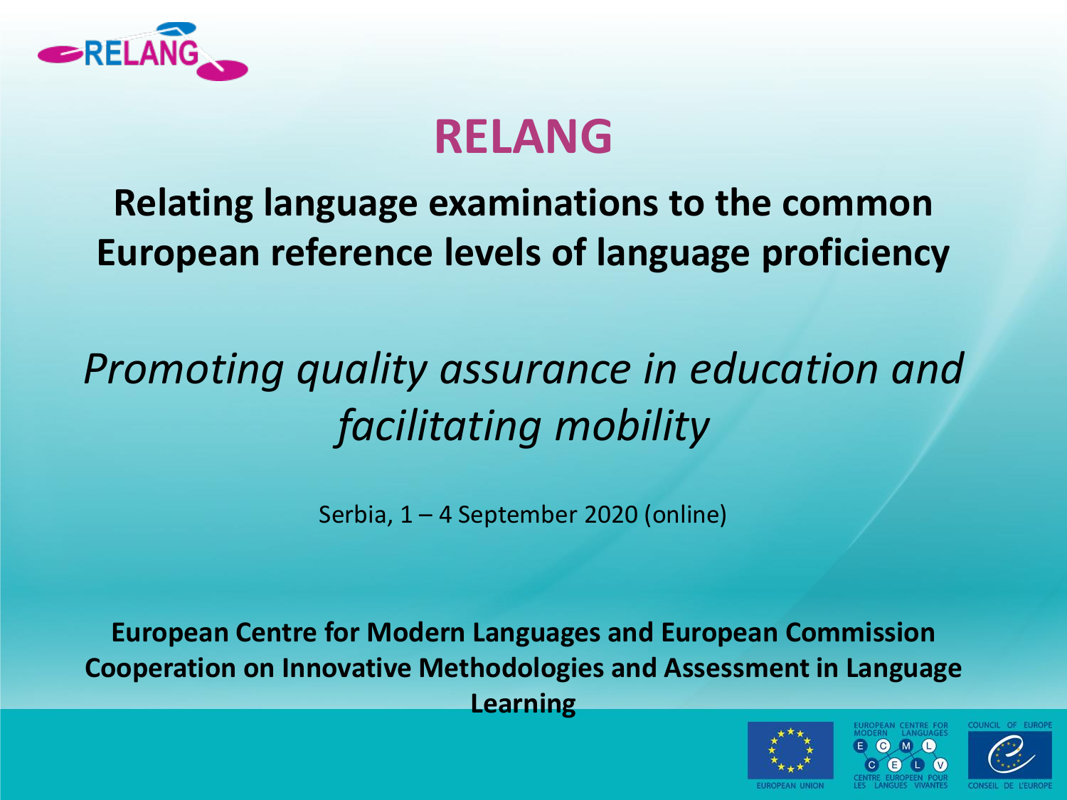# RELANG

## Relating language examinations to the common European reference levels of language proficiency

*Promoting quality assurance in education and facilitating mobility*

Serbia, 1 – 4 September 2020 (online)

**European Centre for Modern Languages and European Commission Cooperation on Innovative Methodologies and Assessment in Language Learning**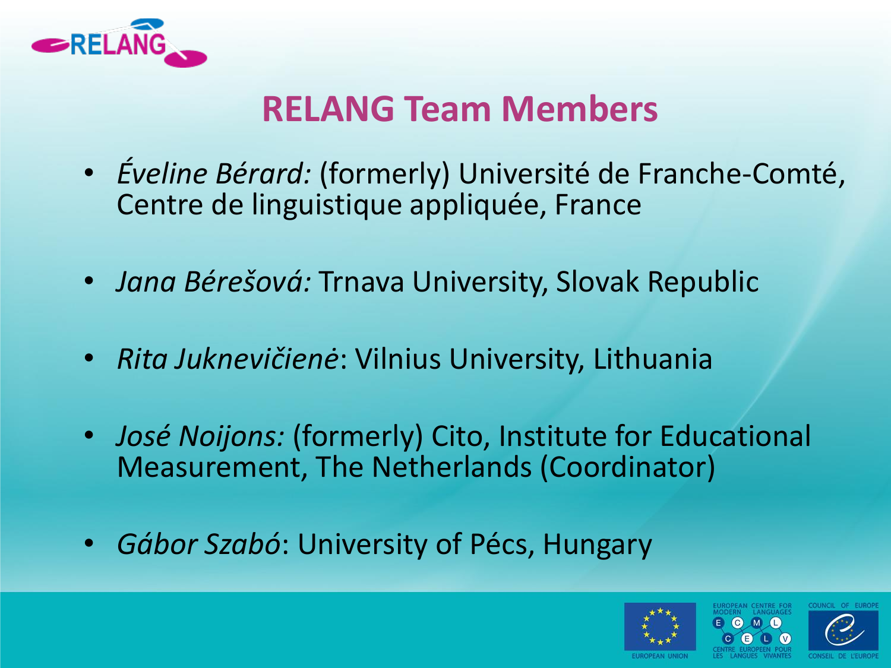# RELANG Team Members

- *Éveline Bérard:* (formerly) Université de Franche-Comté, Centre de linguistique appliquée, France
- *Jana Bérešová:* Trnava University, Slovak Republic
- *Rita Juknevičienė*: Vilnius University, Lithuania
- *José Noijons:* (formerly) Cito, Institute for Educational Measurement, The Netherlands (Coordinator)
- *Gábor Szabó*: University of Pécs, Hungary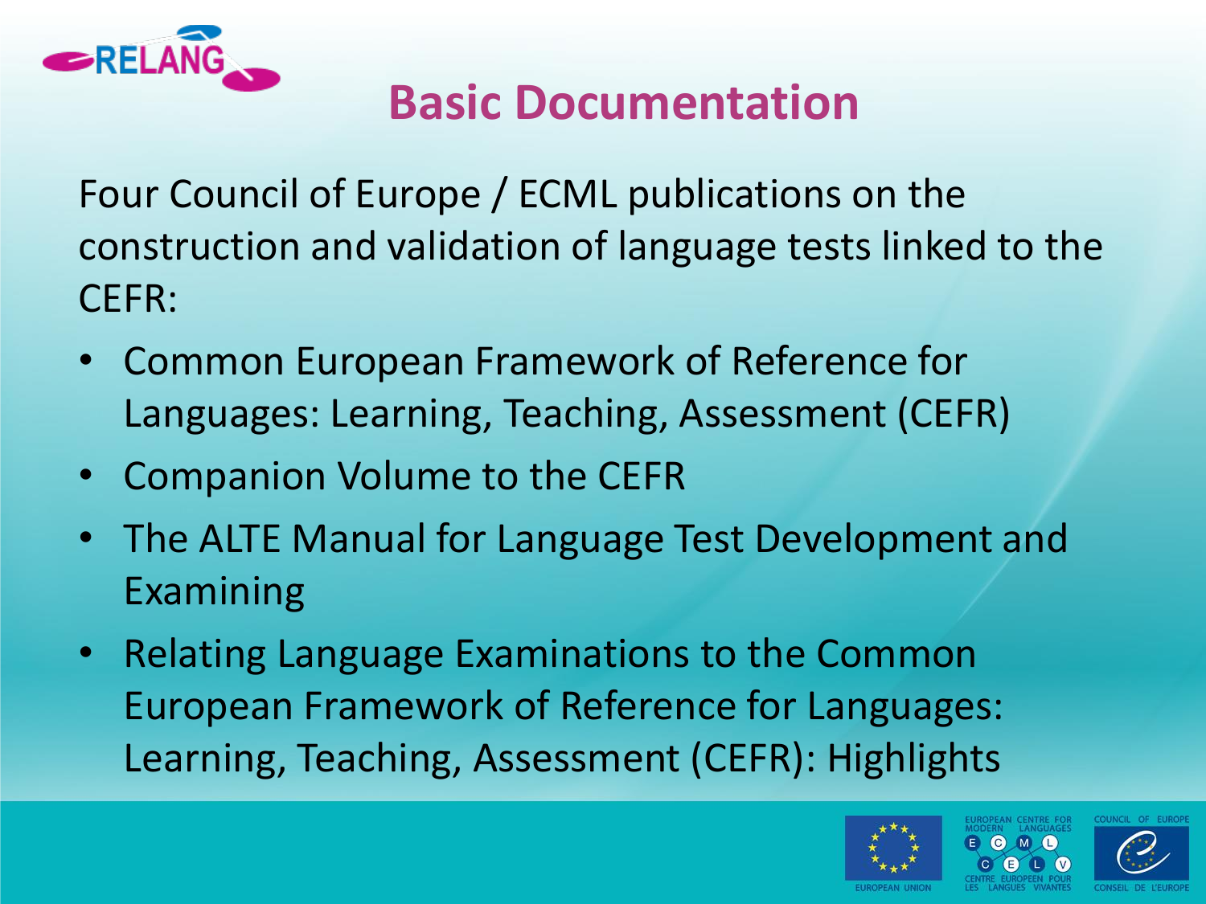# Basic Documentation

Four Council of Europe / ECML publications on the construction and validation of language tests linked to the CEFR:

- Common European Framework of Reference for Languages: Learning, Teaching, Assessment (CEFR)
- Companion Volume to the CEFR
- The ALTE Manual for Language Test Development and Examining
- Relating Language Examinations to the Common European Framework of Reference for Languages: Learning, Teaching, Assessment (CEFR): Highlights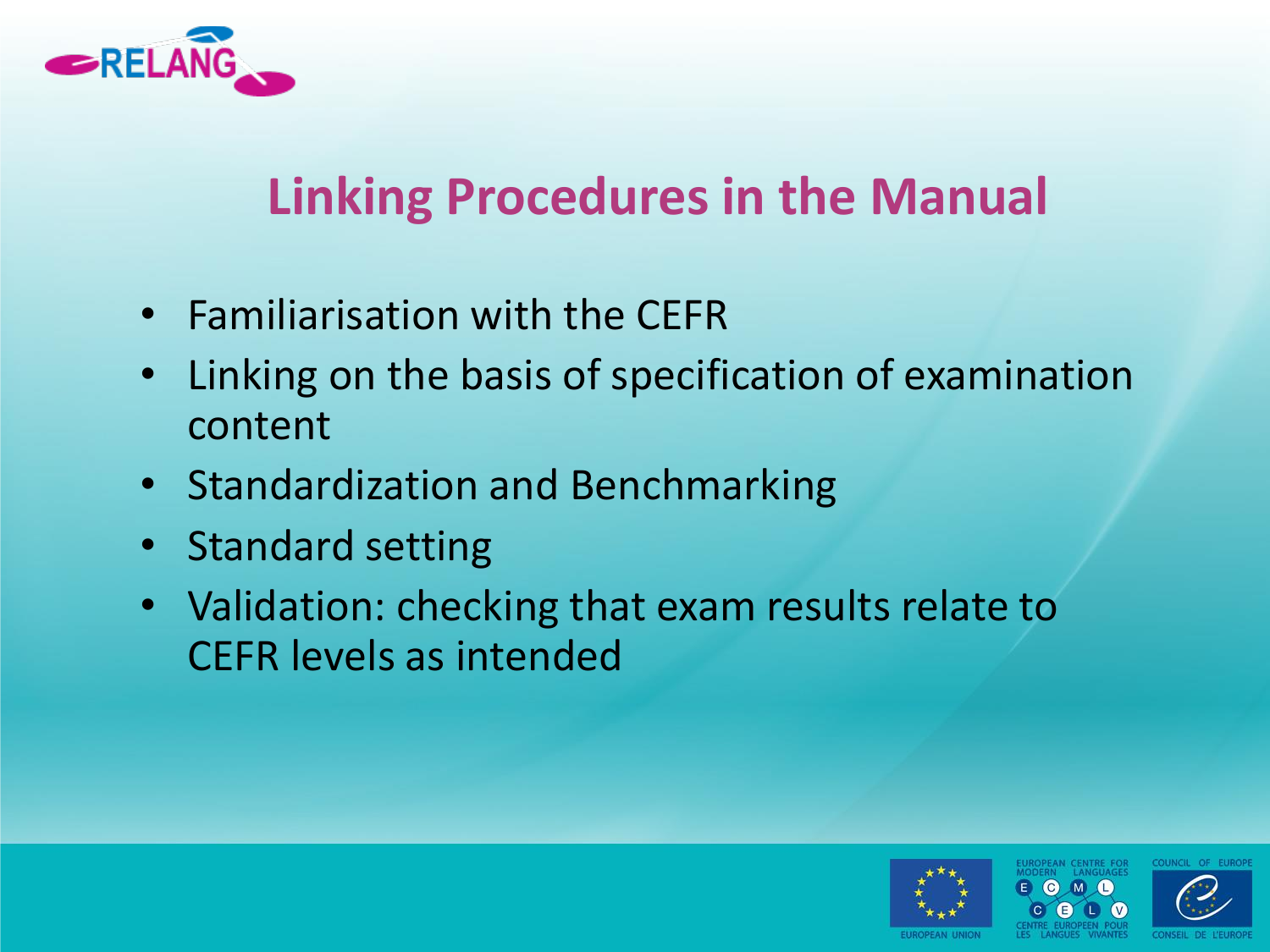## Linking Procedures in the Manual

- Familiarisation with the CEFR
- Linking on the basis of specification of examination content
- Standardization and Benchmarking
- Standard setting
- Validation: checking that exam results relate to CEFR levels as intended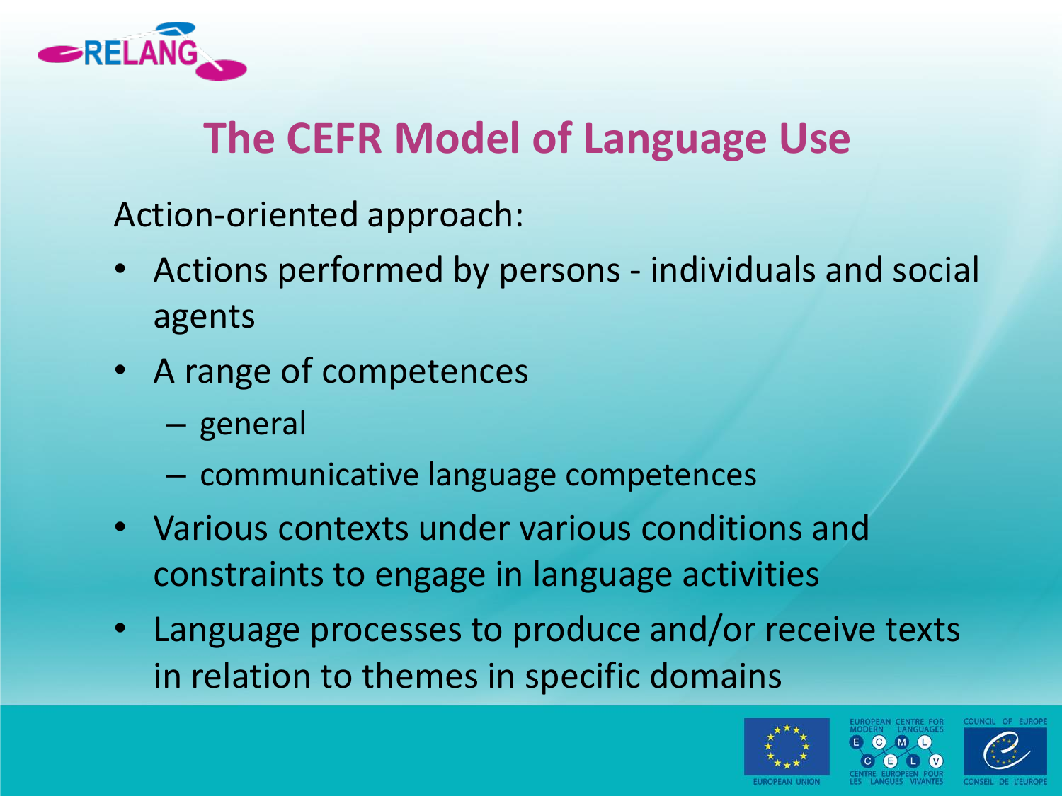# The CEFR Model of Language Use

Action-oriented approach:

- Actions performed by persons - individuals and social agents
- A range of competences
  - general
  - communicative language competences
- Various contexts under various conditions and constraints to engage in language activities
- Language processes to produce and/or receive texts in relation to themes in specific domains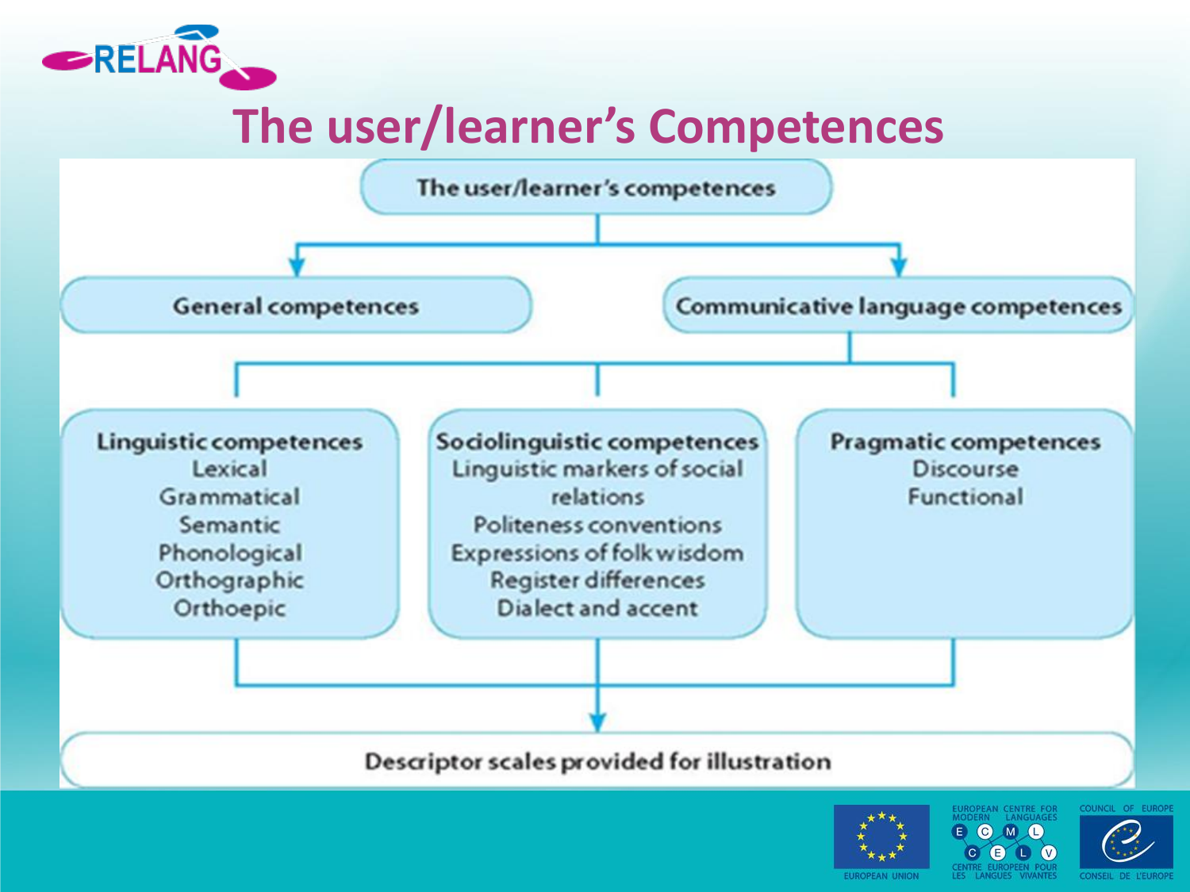# The user/learner's Competences

The user/learner's competences

- General competences
- Communicative language competences
  - **Linguistic competences**
    - Lexical
    - Grammatical
    - Semantic
    - Phonological
    - Orthographic
    - Orthoepic
  - **Sociolinguistic competences**
    - Linguistic markers of social relations
    - Politeness conventions
    - Expressions of folk wisdom
    - Register differences
    - Dialect and accent
  - **Pragmatic competences**
    - Discourse
    - Functional

Descriptor scales provided for illustration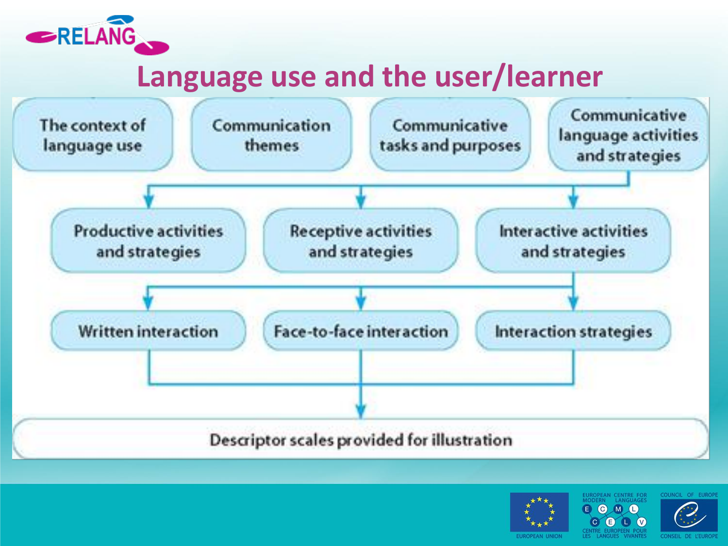# Language use and the user/learner

- The context of language use
- Communication themes
- Communicative tasks and purposes
- Communicative language activities and strategies
  - Productive activities and strategies
  - Receptive activities and strategies
  - Interactive activities and strategies
    - Written interaction
    - Face-to-face interaction
    - Interaction strategies
      - Descriptor scales provided for illustration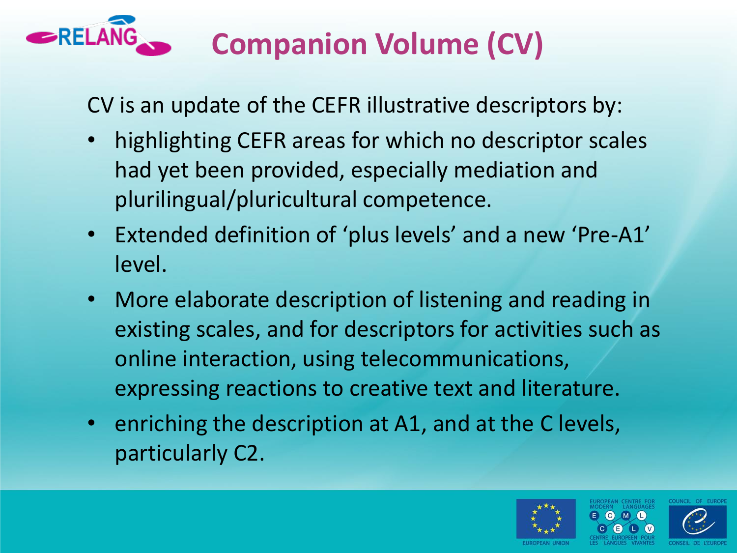# Companion Volume (CV)

CV is an update of the CEFR illustrative descriptors by:

- highlighting CEFR areas for which no descriptor scales had yet been provided, especially mediation and plurilingual/pluricultural competence.
- Extended definition of 'plus levels' and a new 'Pre-A1' level.
- More elaborate description of listening and reading in existing scales, and for descriptors for activities such as online interaction, using telecommunications, expressing reactions to creative text and literature.
- enriching the description at A1, and at the C levels, particularly C2.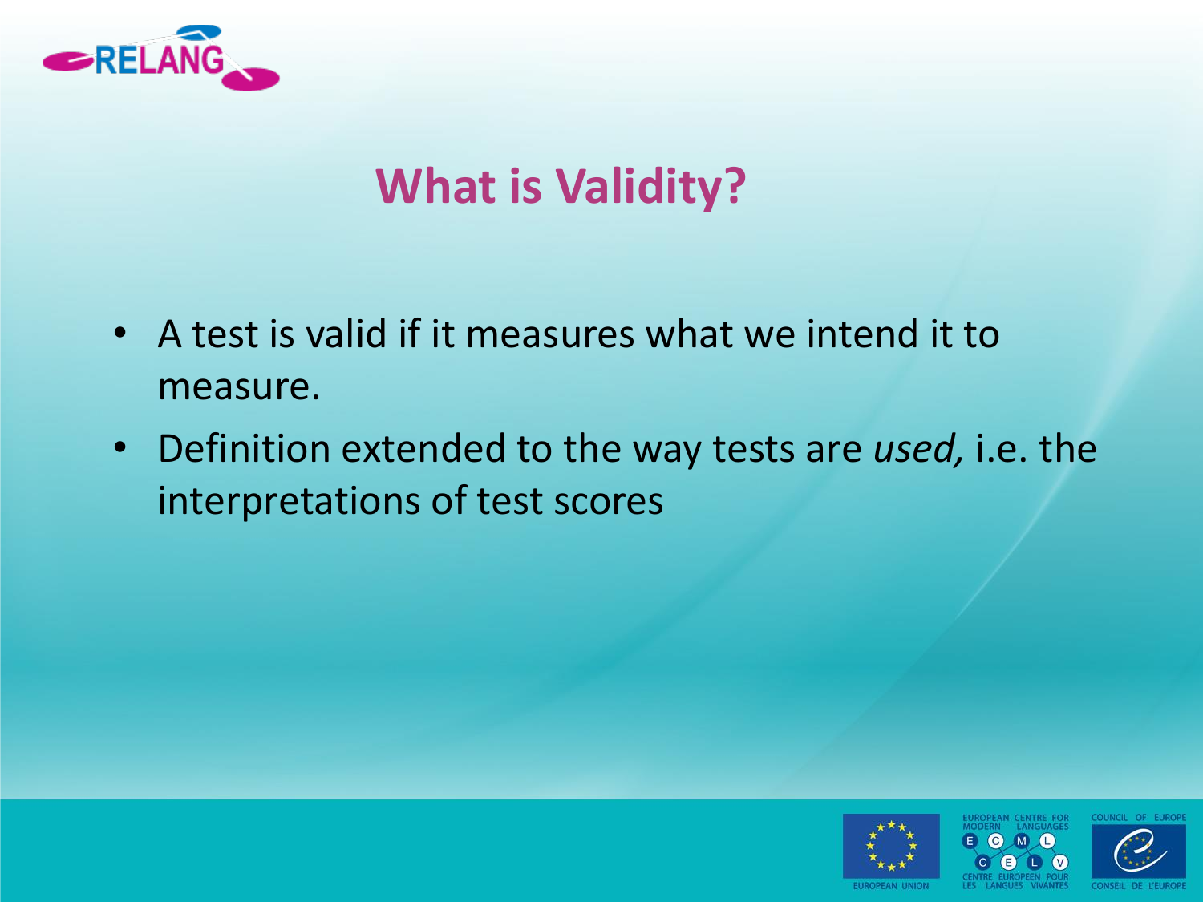# What is Validity?

- A test is valid if it measures what we intend it to measure.
- Definition extended to the way tests are *used,* i.e. the interpretations of test scores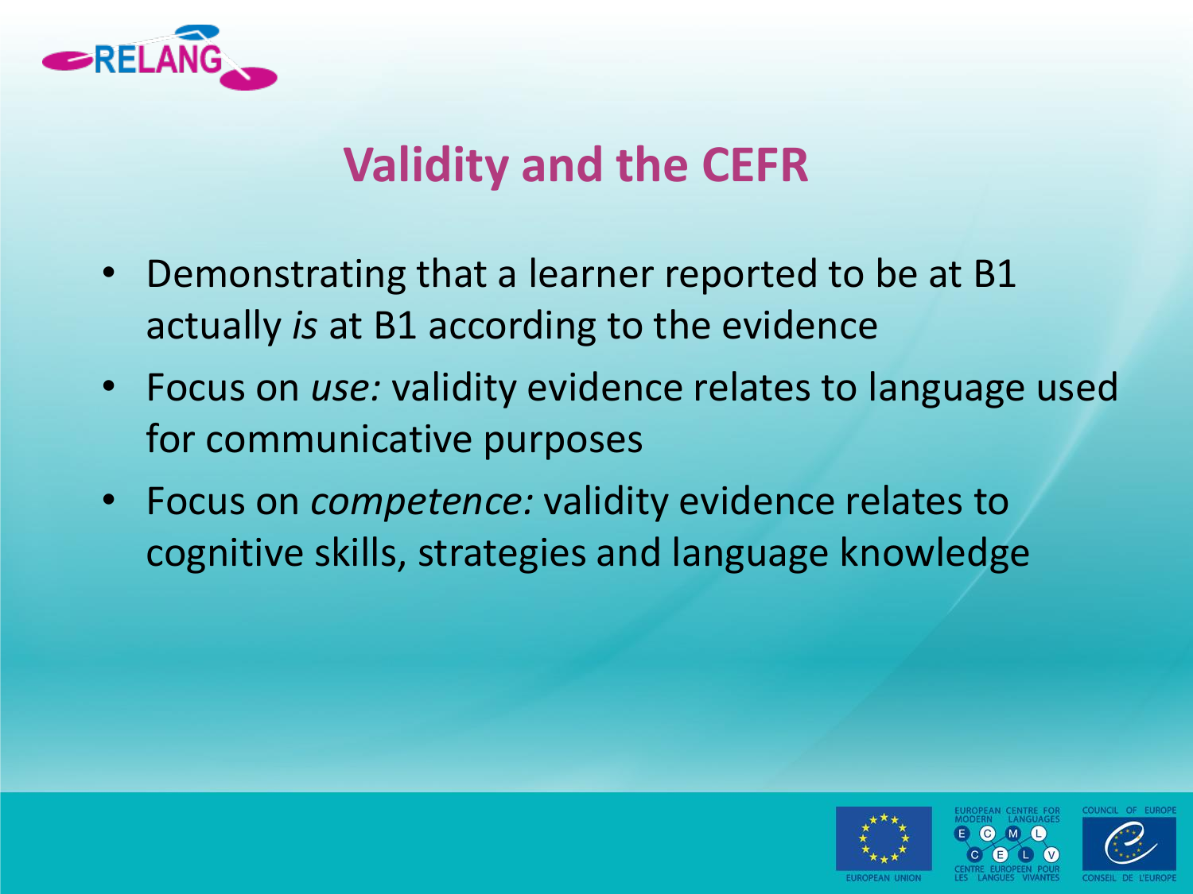# Validity and the CEFR

- Demonstrating that a learner reported to be at B1 actually *is* at B1 according to the evidence
- Focus on *use:* validity evidence relates to language used for communicative purposes
- Focus on *competence:* validity evidence relates to cognitive skills, strategies and language knowledge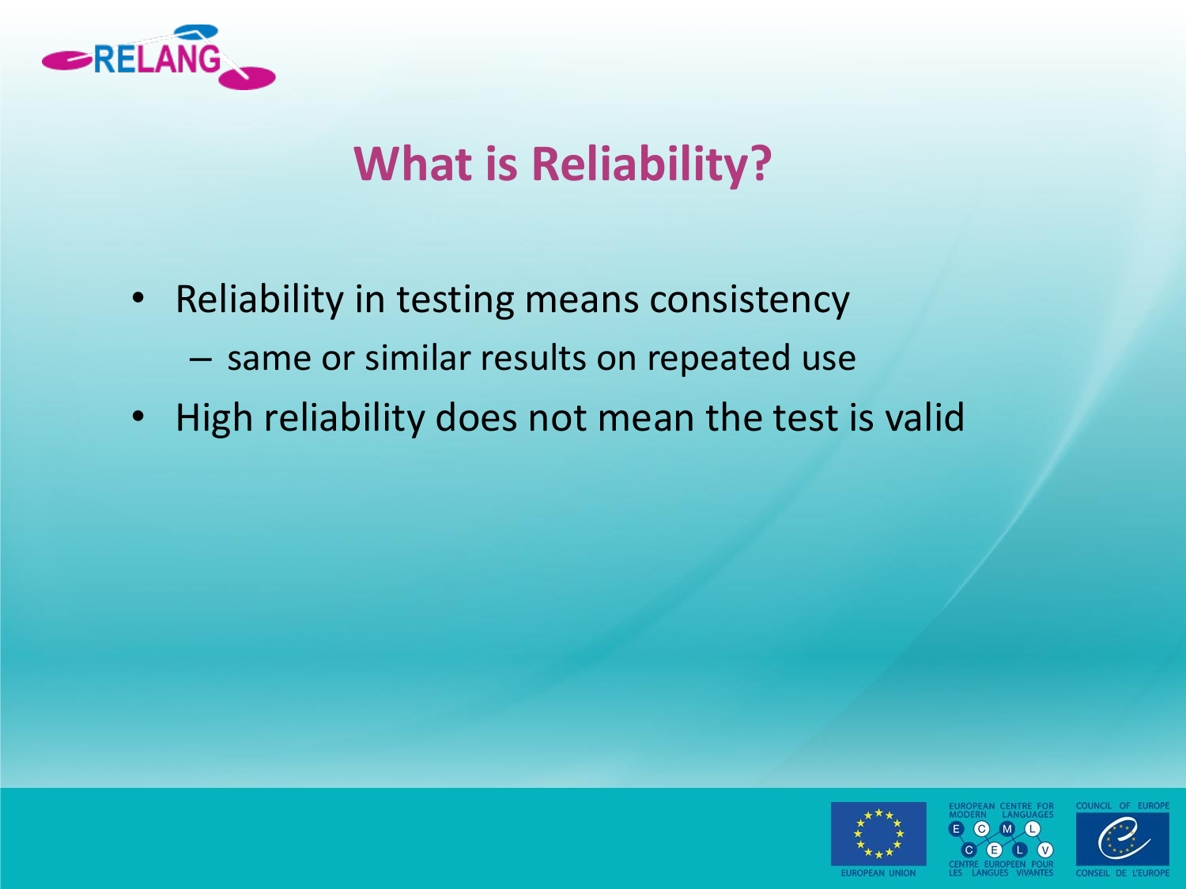# What is Reliability?

- Reliability in testing means consistency
  - same or similar results on repeated use
- High reliability does not mean the test is valid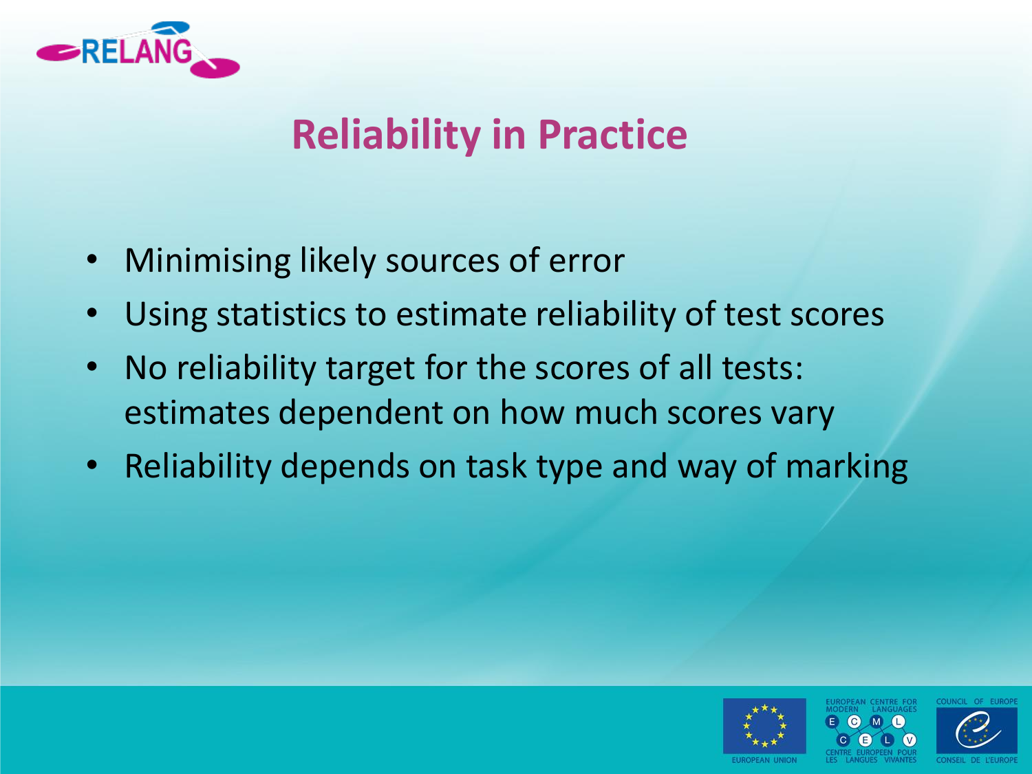## Reliability in Practice

- Minimising likely sources of error
- Using statistics to estimate reliability of test scores
- No reliability target for the scores of all tests: estimates dependent on how much scores vary
- Reliability depends on task type and way of marking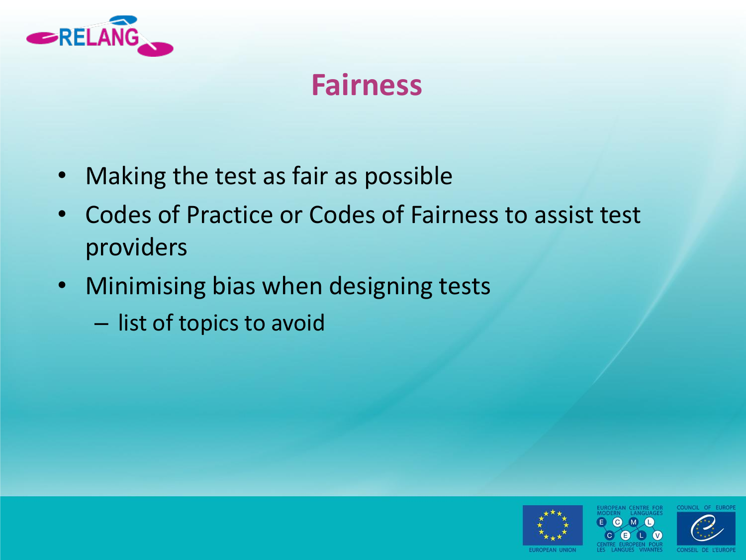# Fairness

- Making the test as fair as possible
- Codes of Practice or Codes of Fairness to assist test providers
- Minimising bias when designing tests
  - list of topics to avoid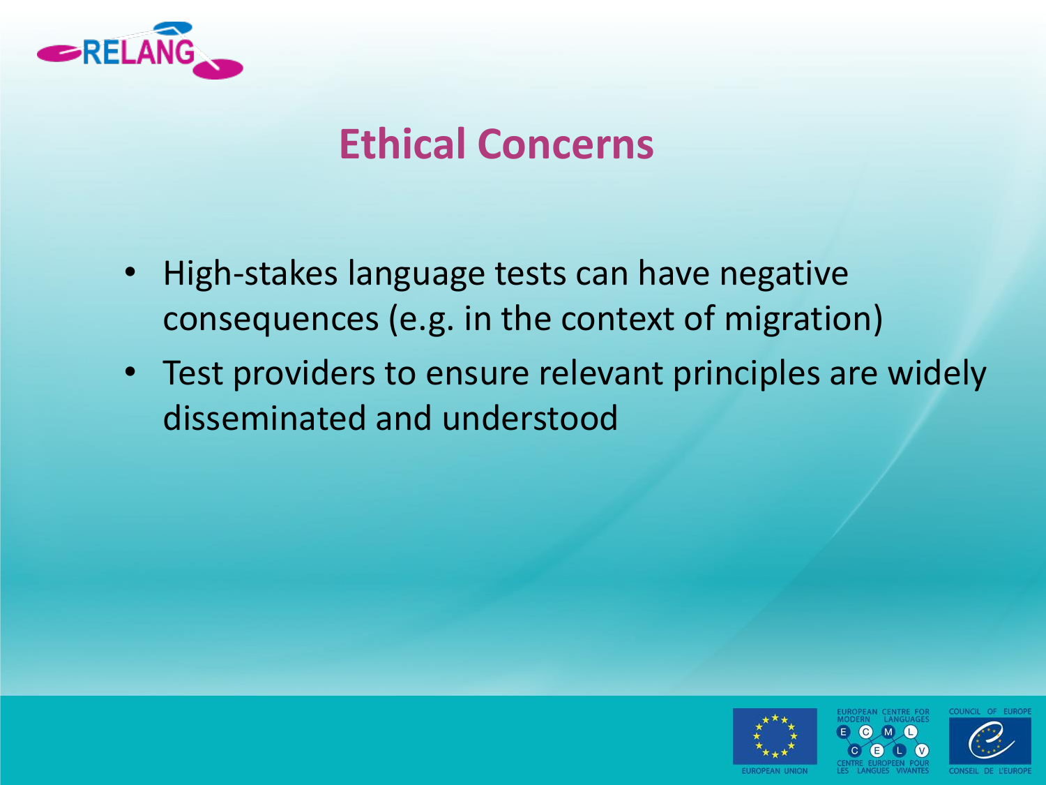# Ethical Concerns

- High-stakes language tests can have negative consequences (e.g. in the context of migration)
- Test providers to ensure relevant principles are widely disseminated and understood